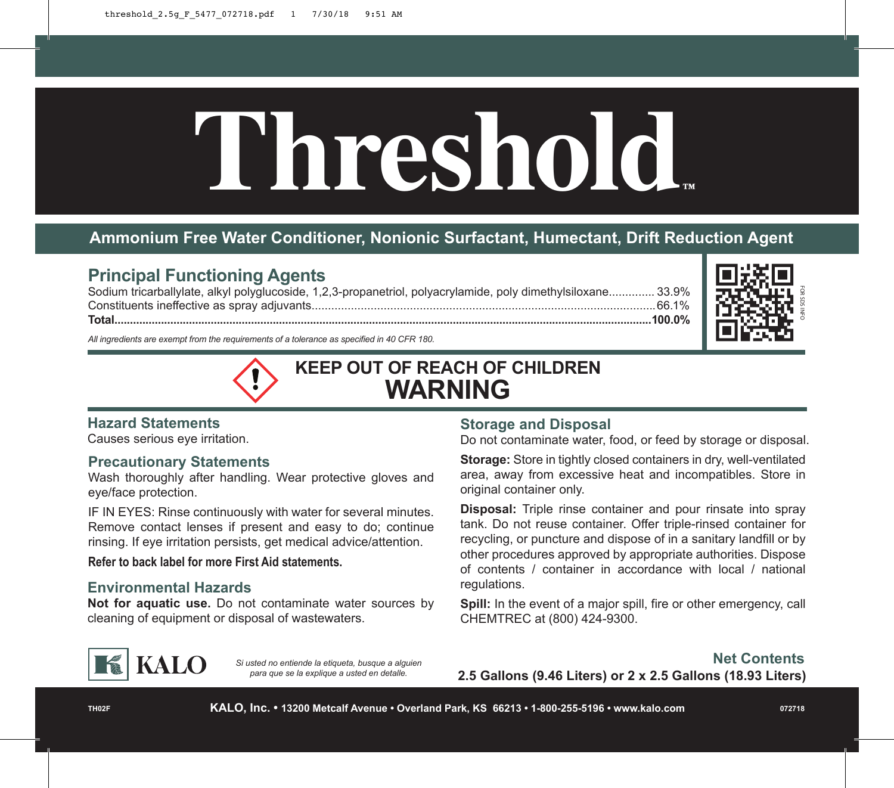# Threshold™

**Ammonium Free Water Conditioner, Nonionic Surfactant, Humectant, Drift Reduction Agent**

## Principal Functioning Agents

| | |
|---|---|
| Sodium tricarballylate, alkyl polyglucoside, 1,2,3-propanetriol, polyacrylamide, poly dimethylsiloxane | 33.9% |
| Constituents ineffective as spray adjuvants | 66.1% |
| **Total** | **100.0%** |

*All ingredients are exempt from the requirements of a tolerance as specified in 40 CFR 180.*

FOR SDS INFO

## KEEP OUT OF REACH OF CHILDREN
# WARNING

### Hazard Statements

Causes serious eye irritation.

### Precautionary Statements

Wash thoroughly after handling. Wear protective gloves and eye/face protection.

IF IN EYES: Rinse continuously with water for several minutes. Remove contact lenses if present and easy to do; continue rinsing. If eye irritation persists, get medical advice/attention.

**Refer to back label for more First Aid statements.**

### Environmental Hazards

**Not for aquatic use.** Do not contaminate water sources by cleaning of equipment or disposal of wastewaters.

### Storage and Disposal

Do not contaminate water, food, or feed by storage or disposal.

**Storage:** Store in tightly closed containers in dry, well-ventilated area, away from excessive heat and incompatibles. Store in original container only.

**Disposal:** Triple rinse container and pour rinsate into spray tank. Do not reuse container. Offer triple-rinsed container for recycling, or puncture and dispose of in a sanitary landfill or by other procedures approved by appropriate authorities. Dispose of contents / container in accordance with local / national regulations.

**Spill:** In the event of a major spill, fire or other emergency, call CHEMTREC at (800) 424-9300.

KALO

*Si usted no entiende la etiqueta, busque a alguien para que se la explique a usted en detalle.*

**Net Contents**
**2.5 Gallons (9.46 Liters) or 2 x 2.5 Gallons (18.93 Liters)**

TH02F

**KALO, Inc. • 13200 Metcalf Avenue • Overland Park, KS 66213 • 1-800-255-5196 • www.kalo.com**

072718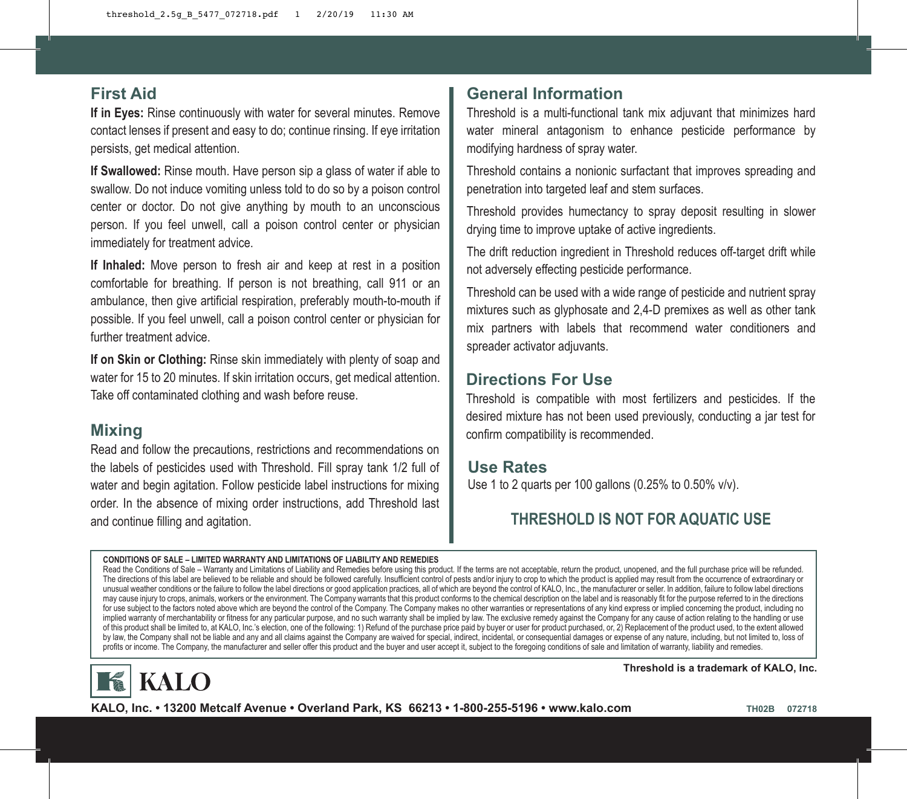## First Aid

**If in Eyes:** Rinse continuously with water for several minutes. Remove contact lenses if present and easy to do; continue rinsing. If eye irritation persists, get medical attention.

**If Swallowed:** Rinse mouth. Have person sip a glass of water if able to swallow. Do not induce vomiting unless told to do so by a poison control center or doctor. Do not give anything by mouth to an unconscious person. If you feel unwell, call a poison control center or physician immediately for treatment advice.

**If Inhaled:** Move person to fresh air and keep at rest in a position comfortable for breathing. If person is not breathing, call 911 or an ambulance, then give artificial respiration, preferably mouth-to-mouth if possible. If you feel unwell, call a poison control center or physician for further treatment advice.

**If on Skin or Clothing:** Rinse skin immediately with plenty of soap and water for 15 to 20 minutes. If skin irritation occurs, get medical attention. Take off contaminated clothing and wash before reuse.

## Mixing

Read and follow the precautions, restrictions and recommendations on the labels of pesticides used with Threshold. Fill spray tank 1/2 full of water and begin agitation. Follow pesticide label instructions for mixing order. In the absence of mixing order instructions, add Threshold last and continue filling and agitation.

## General Information

Threshold is a multi-functional tank mix adjuvant that minimizes hard water mineral antagonism to enhance pesticide performance by modifying hardness of spray water.

Threshold contains a nonionic surfactant that improves spreading and penetration into targeted leaf and stem surfaces.

Threshold provides humectancy to spray deposit resulting in slower drying time to improve uptake of active ingredients.

The drift reduction ingredient in Threshold reduces off-target drift while not adversely effecting pesticide performance.

Threshold can be used with a wide range of pesticide and nutrient spray mixtures such as glyphosate and 2,4-D premixes as well as other tank mix partners with labels that recommend water conditioners and spreader activator adjuvants.

## Directions For Use

Threshold is compatible with most fertilizers and pesticides. If the desired mixture has not been used previously, conducting a jar test for confirm compatibility is recommended.

## Use Rates

Use 1 to 2 quarts per 100 gallons (0.25% to 0.50% v/v).

**THRESHOLD IS NOT FOR AQUATIC USE**

**CONDITIONS OF SALE – LIMITED WARRANTY AND LIMITATIONS OF LIABILITY AND REMEDIES**

Read the Conditions of Sale – Warranty and Limitations of Liability and Remedies before using this product. If the terms are not acceptable, return the product, unopened, and the full purchase price will be refunded. The directions of this label are believed to be reliable and should be followed carefully. Insufficient control of pests and/or injury to crop to which the product is applied may result from the occurrence of extraordinary or unusual weather conditions or the failure to follow the label directions or good application practices, all of which are beyond the control of KALO, Inc., the manufacturer or seller. In addition, failure to follow label directions may cause injury to crops, animals, workers or the environment. The Company warrants that this product conforms to the chemical description on the label and is reasonably fit for the purpose referred to in the directions for use subject to the factors noted above which are beyond the control of the Company. The Company makes no other warranties or representations of any kind express or implied concerning the product, including no implied warranty of merchantability or fitness for any particular purpose, and no such warranty shall be implied by law. The exclusive remedy against the Company for any cause of action relating to the handling or use of this product shall be limited to, at KALO, Inc.'s election, one of the following: 1) Refund of the purchase price paid by buyer or user for product purchased, or, 2) Replacement of the product used, to the extent allowed by law, the Company shall not be liable and any and all claims against the Company are waived for special, indirect, incidental, or consequential damages or expense of any nature, including, but not limited to, loss of profits or income. The Company, the manufacturer and seller offer this product and the buyer and user accept it, subject to the foregoing conditions of sale and limitation of warranty, liability and remedies.

KALO

**Threshold is a trademark of KALO, Inc.**

**KALO, Inc. • 13200 Metcalf Avenue • Overland Park, KS 66213 • 1-800-255-5196 • www.kalo.com**

TH02B 072718